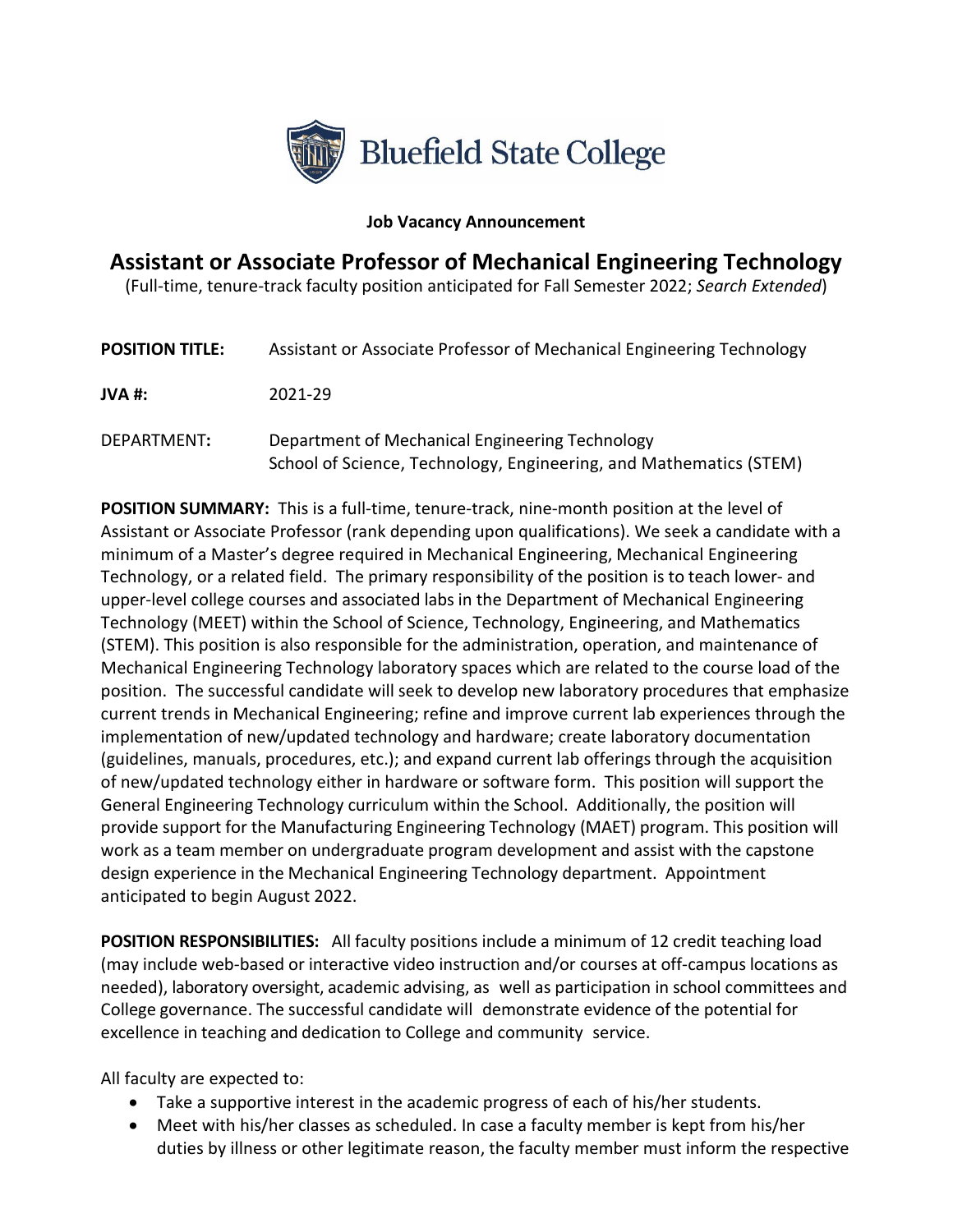Bluefield State College

**Job Vacancy Announcement**

# Assistant or Associate Professor of Mechanical Engineering Technology

(Full-time, tenure-track faculty position anticipated for Fall Semester 2022; *Search Extended*)

**POSITION TITLE:** Assistant or Associate Professor of Mechanical Engineering Technology

**JVA #:** 2021-29

DEPARTMENT**:** Department of Mechanical Engineering Technology
School of Science, Technology, Engineering, and Mathematics (STEM)

**POSITION SUMMARY:** This is a full-time, tenure-track, nine-month position at the level of Assistant or Associate Professor (rank depending upon qualifications). We seek a candidate with a minimum of a Master's degree required in Mechanical Engineering, Mechanical Engineering Technology, or a related field. The primary responsibility of the position is to teach lower- and upper-level college courses and associated labs in the Department of Mechanical Engineering Technology (MEET) within the School of Science, Technology, Engineering, and Mathematics (STEM). This position is also responsible for the administration, operation, and maintenance of Mechanical Engineering Technology laboratory spaces which are related to the course load of the position. The successful candidate will seek to develop new laboratory procedures that emphasize current trends in Mechanical Engineering; refine and improve current lab experiences through the implementation of new/updated technology and hardware; create laboratory documentation (guidelines, manuals, procedures, etc.); and expand current lab offerings through the acquisition of new/updated technology either in hardware or software form. This position will support the General Engineering Technology curriculum within the School. Additionally, the position will provide support for the Manufacturing Engineering Technology (MAET) program. This position will work as a team member on undergraduate program development and assist with the capstone design experience in the Mechanical Engineering Technology department. Appointment anticipated to begin August 2022.

**POSITION RESPONSIBILITIES:** All faculty positions include a minimum of 12 credit teaching load (may include web-based or interactive video instruction and/or courses at off-campus locations as needed), laboratory oversight, academic advising, as well as participation in school committees and College governance. The successful candidate will demonstrate evidence of the potential for excellence in teaching and dedication to College and community service.

All faculty are expected to:

- Take a supportive interest in the academic progress of each of his/her students.
- Meet with his/her classes as scheduled. In case a faculty member is kept from his/her duties by illness or other legitimate reason, the faculty member must inform the respective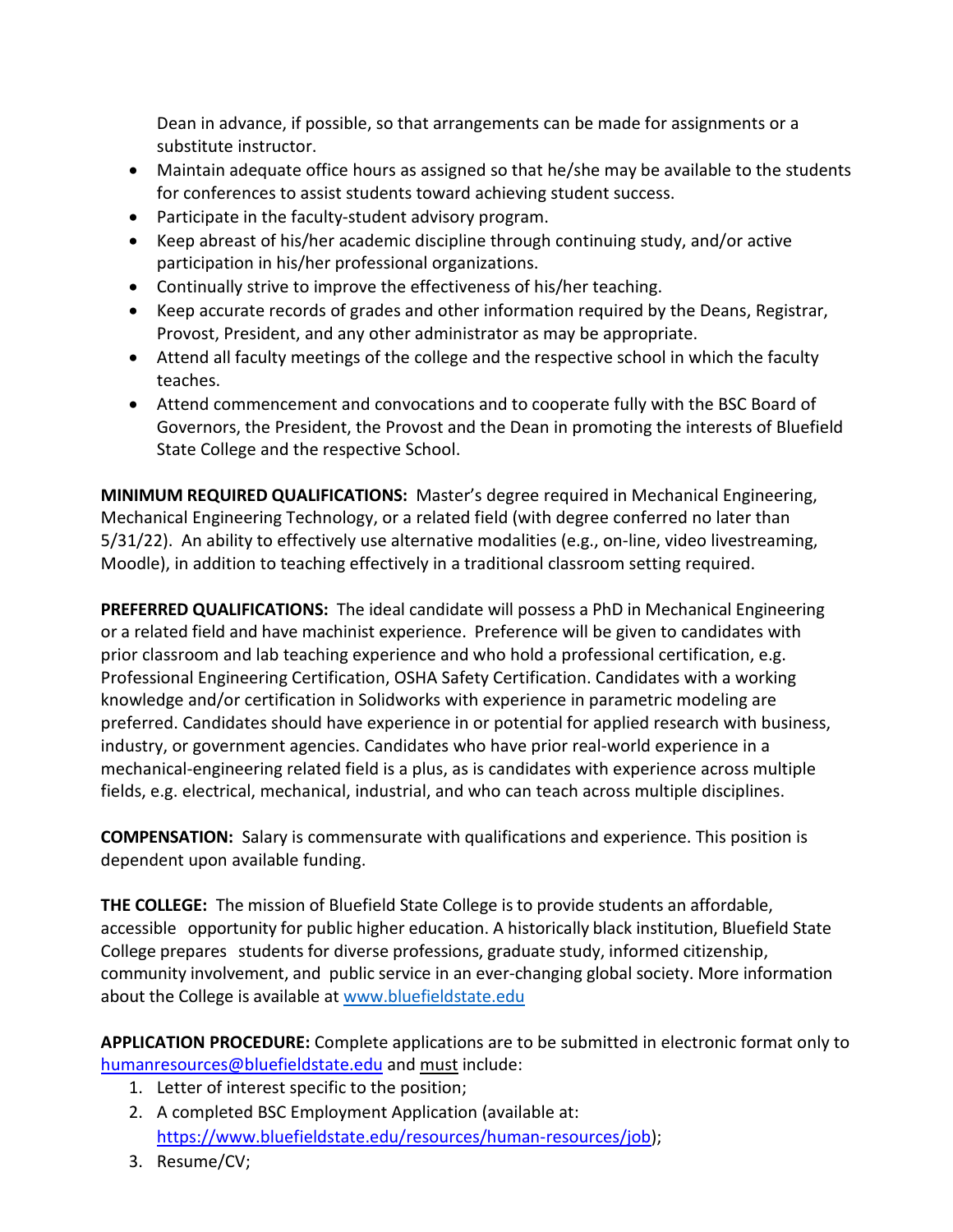Dean in advance, if possible, so that arrangements can be made for assignments or a substitute instructor.

- Maintain adequate office hours as assigned so that he/she may be available to the students for conferences to assist students toward achieving student success.
- Participate in the faculty-student advisory program.
- Keep abreast of his/her academic discipline through continuing study, and/or active participation in his/her professional organizations.
- Continually strive to improve the effectiveness of his/her teaching.
- Keep accurate records of grades and other information required by the Deans, Registrar, Provost, President, and any other administrator as may be appropriate.
- Attend all faculty meetings of the college and the respective school in which the faculty teaches.
- Attend commencement and convocations and to cooperate fully with the BSC Board of Governors, the President, the Provost and the Dean in promoting the interests of Bluefield State College and the respective School.

**MINIMUM REQUIRED QUALIFICATIONS:** Master's degree required in Mechanical Engineering, Mechanical Engineering Technology, or a related field (with degree conferred no later than 5/31/22). An ability to effectively use alternative modalities (e.g., on-line, video livestreaming, Moodle), in addition to teaching effectively in a traditional classroom setting required.

**PREFERRED QUALIFICATIONS:** The ideal candidate will possess a PhD in Mechanical Engineering or a related field and have machinist experience. Preference will be given to candidates with prior classroom and lab teaching experience and who hold a professional certification, e.g. Professional Engineering Certification, OSHA Safety Certification. Candidates with a working knowledge and/or certification in Solidworks with experience in parametric modeling are preferred. Candidates should have experience in or potential for applied research with business, industry, or government agencies. Candidates who have prior real-world experience in a mechanical-engineering related field is a plus, as is candidates with experience across multiple fields, e.g. electrical, mechanical, industrial, and who can teach across multiple disciplines.

**COMPENSATION:** Salary is commensurate with qualifications and experience. This position is dependent upon available funding.

**THE COLLEGE:** The mission of Bluefield State College is to provide students an affordable, accessible opportunity for public higher education. A historically black institution, Bluefield State College prepares students for diverse professions, graduate study, informed citizenship, community involvement, and public service in an ever-changing global society. More information about the College is available at [www.bluefieldstate.edu](http://www.bluefieldstate.edu)

**APPLICATION PROCEDURE:** Complete applications are to be submitted in electronic format only to humanresources@bluefieldstate.edu and must include:

1. Letter of interest specific to the position;
2. A completed BSC Employment Application (available at: https://www.bluefieldstate.edu/resources/human-resources/job);
3. Resume/CV;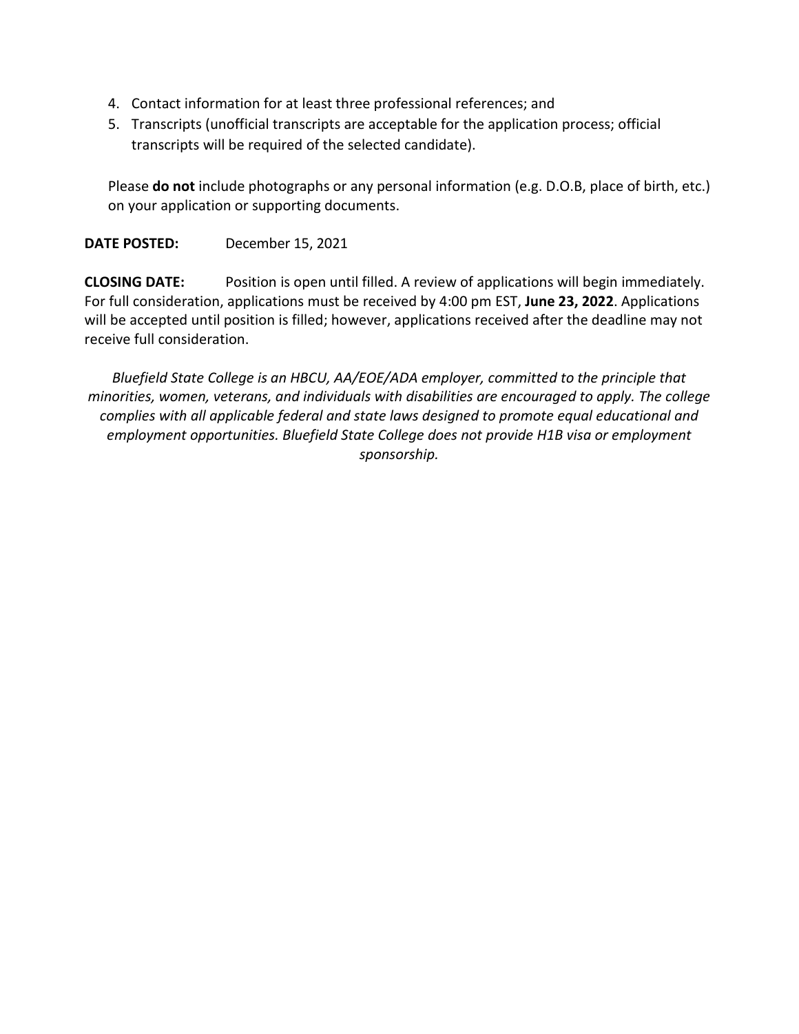4. Contact information for at least three professional references; and
5. Transcripts (unofficial transcripts are acceptable for the application process; official transcripts will be required of the selected candidate).

Please **do not** include photographs or any personal information (e.g. D.O.B, place of birth, etc.) on your application or supporting documents.

**DATE POSTED:** December 15, 2021

**CLOSING DATE:** Position is open until filled. A review of applications will begin immediately. For full consideration, applications must be received by 4:00 pm EST, **June 23, 2022**. Applications will be accepted until position is filled; however, applications received after the deadline may not receive full consideration.

*Bluefield State College is an HBCU, AA/EOE/ADA employer, committed to the principle that minorities, women, veterans, and individuals with disabilities are encouraged to apply. The college complies with all applicable federal and state laws designed to promote equal educational and employment opportunities. Bluefield State College does not provide H1B visa or employment sponsorship.*